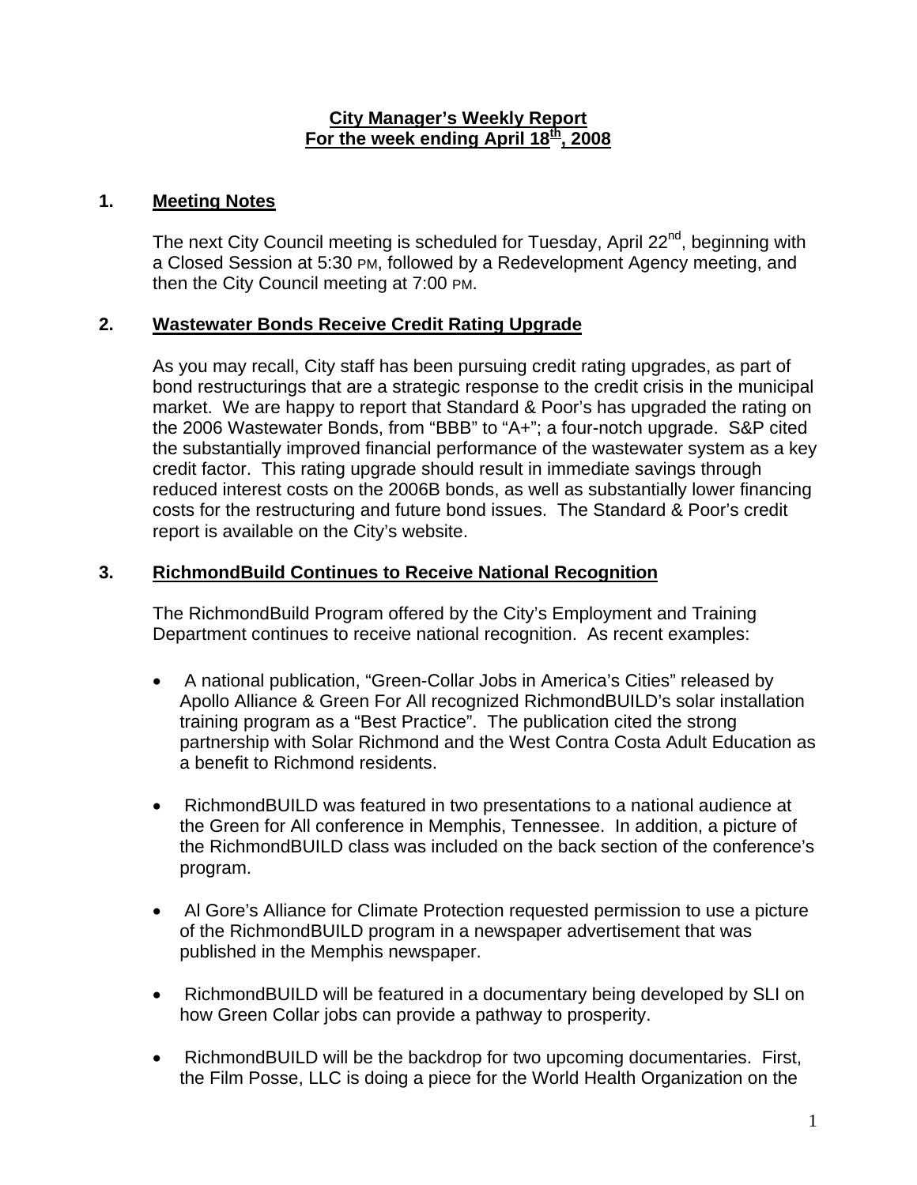# City Manager's Weekly Report
# For the week ending April 18th, 2008

## 1. Meeting Notes

The next City Council meeting is scheduled for Tuesday, April 22nd, beginning with a Closed Session at 5:30 PM, followed by a Redevelopment Agency meeting, and then the City Council meeting at 7:00 PM.

## 2. Wastewater Bonds Receive Credit Rating Upgrade

As you may recall, City staff has been pursuing credit rating upgrades, as part of bond restructurings that are a strategic response to the credit crisis in the municipal market. We are happy to report that Standard & Poor's has upgraded the rating on the 2006 Wastewater Bonds, from "BBB" to "A+"; a four-notch upgrade. S&P cited the substantially improved financial performance of the wastewater system as a key credit factor. This rating upgrade should result in immediate savings through reduced interest costs on the 2006B bonds, as well as substantially lower financing costs for the restructuring and future bond issues. The Standard & Poor's credit report is available on the City's website.

## 3. RichmondBuild Continues to Receive National Recognition

The RichmondBuild Program offered by the City's Employment and Training Department continues to receive national recognition. As recent examples:

- A national publication, "Green-Collar Jobs in America's Cities" released by Apollo Alliance & Green For All recognized RichmondBUILD's solar installation training program as a "Best Practice". The publication cited the strong partnership with Solar Richmond and the West Contra Costa Adult Education as a benefit to Richmond residents.
- RichmondBUILD was featured in two presentations to a national audience at the Green for All conference in Memphis, Tennessee. In addition, a picture of the RichmondBUILD class was included on the back section of the conference's program.
- Al Gore's Alliance for Climate Protection requested permission to use a picture of the RichmondBUILD program in a newspaper advertisement that was published in the Memphis newspaper.
- RichmondBUILD will be featured in a documentary being developed by SLI on how Green Collar jobs can provide a pathway to prosperity.
- RichmondBUILD will be the backdrop for two upcoming documentaries. First, the Film Posse, LLC is doing a piece for the World Health Organization on the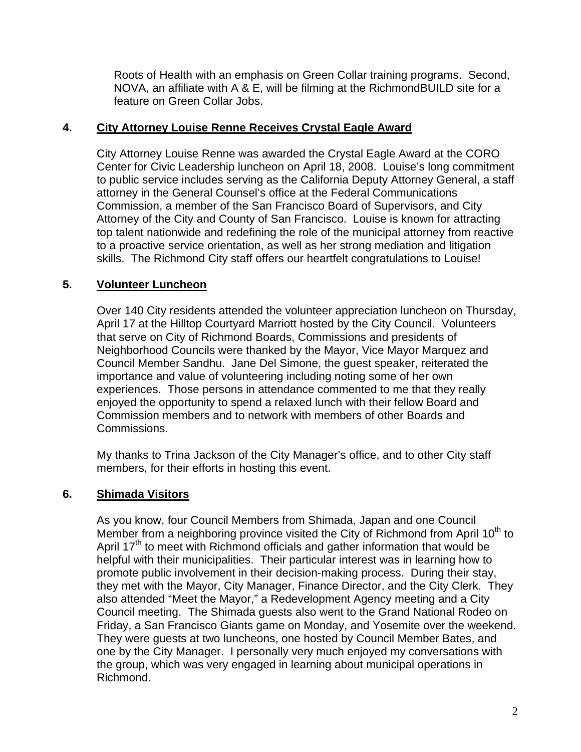Roots of Health with an emphasis on Green Collar training programs. Second, NOVA, an affiliate with A & E, will be filming at the RichmondBUILD site for a feature on Green Collar Jobs.

**4. <u>City Attorney Louise Renne Receives Crystal Eagle Award</u>**

City Attorney Louise Renne was awarded the Crystal Eagle Award at the CORO Center for Civic Leadership luncheon on April 18, 2008. Louise's long commitment to public service includes serving as the California Deputy Attorney General, a staff attorney in the General Counsel's office at the Federal Communications Commission, a member of the San Francisco Board of Supervisors, and City Attorney of the City and County of San Francisco. Louise is known for attracting top talent nationwide and redefining the role of the municipal attorney from reactive to a proactive service orientation, as well as her strong mediation and litigation skills. The Richmond City staff offers our heartfelt congratulations to Louise!

**5. <u>Volunteer Luncheon</u>**

Over 140 City residents attended the volunteer appreciation luncheon on Thursday, April 17 at the Hilltop Courtyard Marriott hosted by the City Council. Volunteers that serve on City of Richmond Boards, Commissions and presidents of Neighborhood Councils were thanked by the Mayor, Vice Mayor Marquez and Council Member Sandhu. Jane Del Simone, the guest speaker, reiterated the importance and value of volunteering including noting some of her own experiences. Those persons in attendance commented to me that they really enjoyed the opportunity to spend a relaxed lunch with their fellow Board and Commission members and to network with members of other Boards and Commissions.

My thanks to Trina Jackson of the City Manager's office, and to other City staff members, for their efforts in hosting this event.

**6. <u>Shimada Visitors</u>**

As you know, four Council Members from Shimada, Japan and one Council Member from a neighboring province visited the City of Richmond from April 10th to April 17th to meet with Richmond officials and gather information that would be helpful with their municipalities. Their particular interest was in learning how to promote public involvement in their decision-making process. During their stay, they met with the Mayor, City Manager, Finance Director, and the City Clerk. They also attended "Meet the Mayor," a Redevelopment Agency meeting and a City Council meeting. The Shimada guests also went to the Grand National Rodeo on Friday, a San Francisco Giants game on Monday, and Yosemite over the weekend. They were guests at two luncheons, one hosted by Council Member Bates, and one by the City Manager. I personally very much enjoyed my conversations with the group, which was very engaged in learning about municipal operations in Richmond.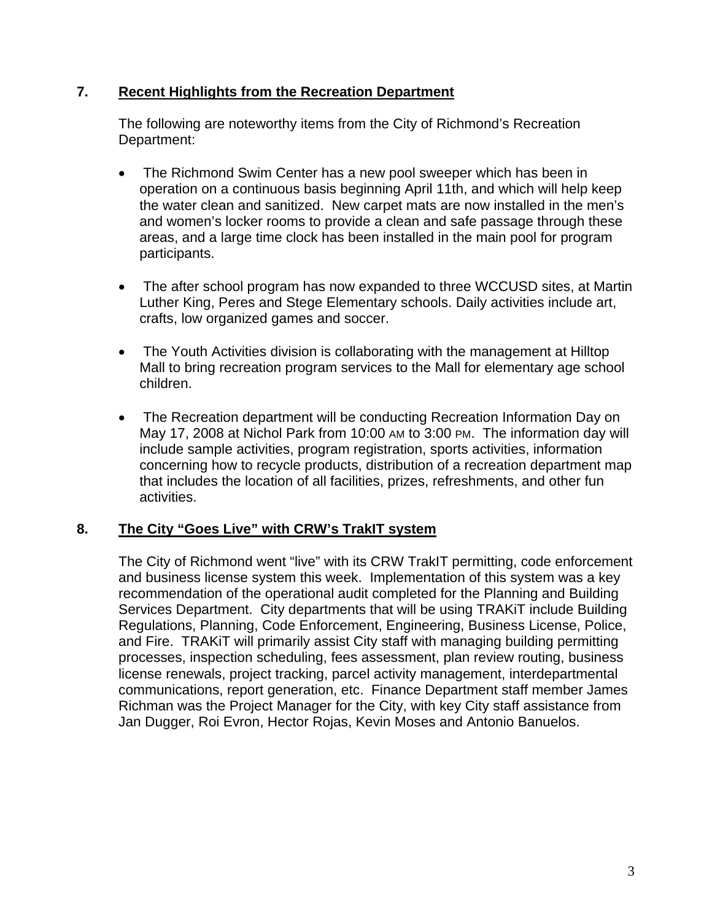## 7. Recent Highlights from the Recreation Department

The following are noteworthy items from the City of Richmond's Recreation Department:

- The Richmond Swim Center has a new pool sweeper which has been in operation on a continuous basis beginning April 11th, and which will help keep the water clean and sanitized. New carpet mats are now installed in the men's and women's locker rooms to provide a clean and safe passage through these areas, and a large time clock has been installed in the main pool for program participants.

- The after school program has now expanded to three WCCUSD sites, at Martin Luther King, Peres and Stege Elementary schools. Daily activities include art, crafts, low organized games and soccer.

- The Youth Activities division is collaborating with the management at Hilltop Mall to bring recreation program services to the Mall for elementary age school children.

- The Recreation department will be conducting Recreation Information Day on May 17, 2008 at Nichol Park from 10:00 AM to 3:00 PM. The information day will include sample activities, program registration, sports activities, information concerning how to recycle products, distribution of a recreation department map that includes the location of all facilities, prizes, refreshments, and other fun activities.

## 8. The City "Goes Live" with CRW's TrakIT system

The City of Richmond went "live" with its CRW TrakIT permitting, code enforcement and business license system this week. Implementation of this system was a key recommendation of the operational audit completed for the Planning and Building Services Department. City departments that will be using TRAKiT include Building Regulations, Planning, Code Enforcement, Engineering, Business License, Police, and Fire. TRAKiT will primarily assist City staff with managing building permitting processes, inspection scheduling, fees assessment, plan review routing, business license renewals, project tracking, parcel activity management, interdepartmental communications, report generation, etc. Finance Department staff member James Richman was the Project Manager for the City, with key City staff assistance from Jan Dugger, Roi Evron, Hector Rojas, Kevin Moses and Antonio Banuelos.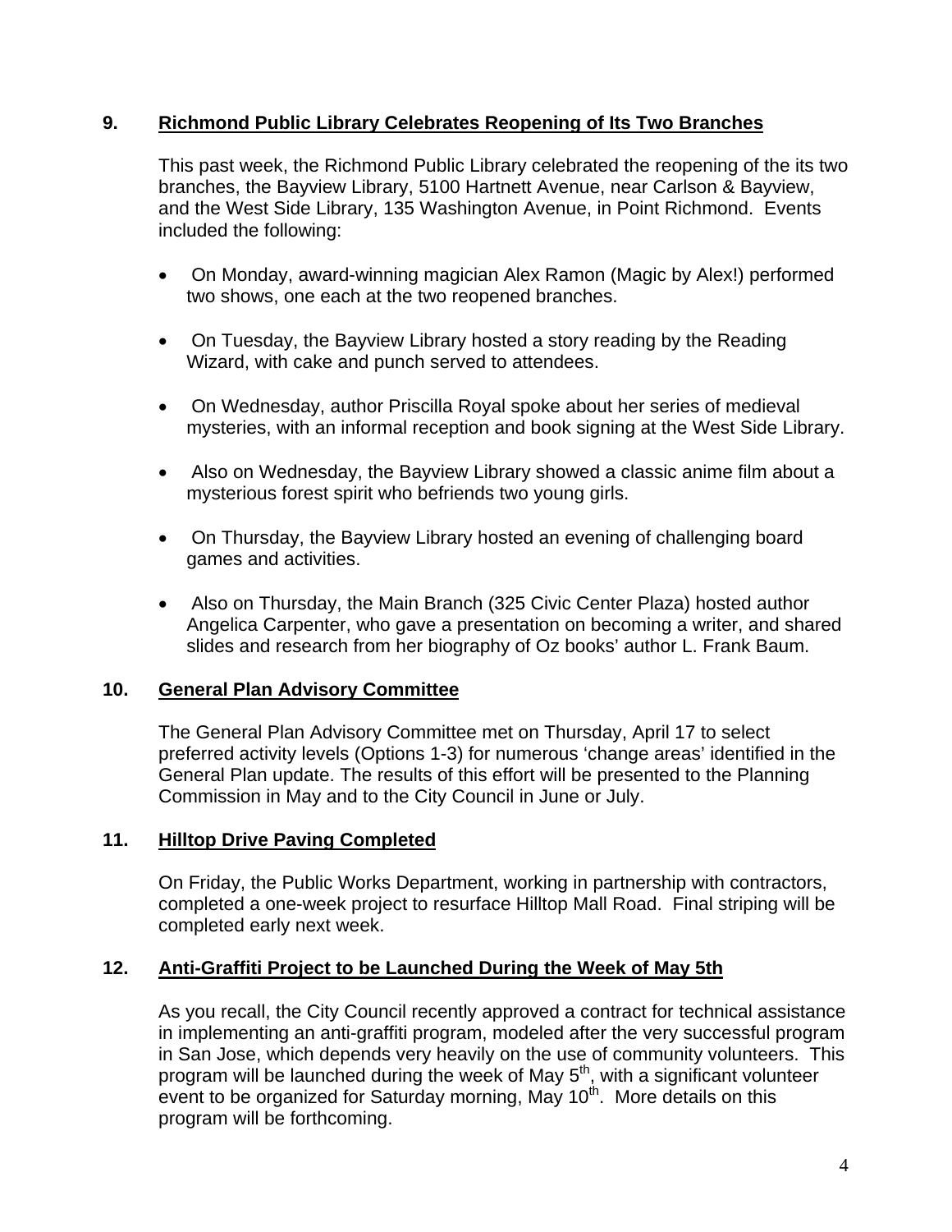## 9. Richmond Public Library Celebrates Reopening of Its Two Branches

This past week, the Richmond Public Library celebrated the reopening of the its two branches, the Bayview Library, 5100 Hartnett Avenue, near Carlson & Bayview, and the West Side Library, 135 Washington Avenue, in Point Richmond. Events included the following:

- On Monday, award-winning magician Alex Ramon (Magic by Alex!) performed two shows, one each at the two reopened branches.
- On Tuesday, the Bayview Library hosted a story reading by the Reading Wizard, with cake and punch served to attendees.
- On Wednesday, author Priscilla Royal spoke about her series of medieval mysteries, with an informal reception and book signing at the West Side Library.
- Also on Wednesday, the Bayview Library showed a classic anime film about a mysterious forest spirit who befriends two young girls.
- On Thursday, the Bayview Library hosted an evening of challenging board games and activities.
- Also on Thursday, the Main Branch (325 Civic Center Plaza) hosted author Angelica Carpenter, who gave a presentation on becoming a writer, and shared slides and research from her biography of Oz books' author L. Frank Baum.

## 10. General Plan Advisory Committee

The General Plan Advisory Committee met on Thursday, April 17 to select preferred activity levels (Options 1-3) for numerous 'change areas' identified in the General Plan update. The results of this effort will be presented to the Planning Commission in May and to the City Council in June or July.

## 11. Hilltop Drive Paving Completed

On Friday, the Public Works Department, working in partnership with contractors, completed a one-week project to resurface Hilltop Mall Road. Final striping will be completed early next week.

## 12. Anti-Graffiti Project to be Launched During the Week of May 5th

As you recall, the City Council recently approved a contract for technical assistance in implementing an anti-graffiti program, modeled after the very successful program in San Jose, which depends very heavily on the use of community volunteers. This program will be launched during the week of May 5th, with a significant volunteer event to be organized for Saturday morning, May 10th. More details on this program will be forthcoming.